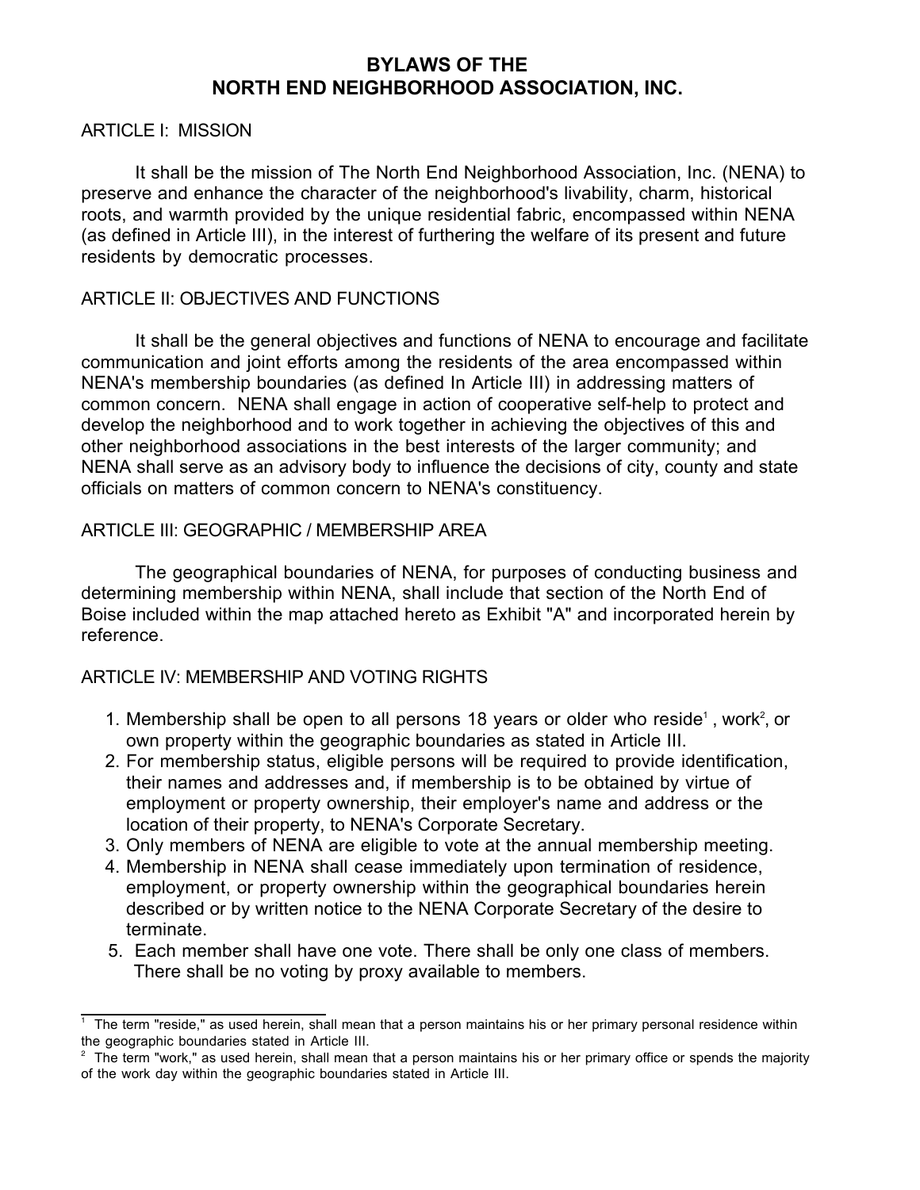# BYLAWS OF THE NORTH END NEIGHBORHOOD ASSOCIATION, INC.

ARTICLE I: MISSION

It shall be the mission of The North End Neighborhood Association, Inc. (NENA) to preserve and enhance the character of the neighborhood's livability, charm, historical roots, and warmth provided by the unique residential fabric, encompassed within NENA (as defined in Article III), in the interest of furthering the welfare of its present and future residents by democratic processes.

ARTICLE II: OBJECTIVES AND FUNCTIONS

It shall be the general objectives and functions of NENA to encourage and facilitate communication and joint efforts among the residents of the area encompassed within NENA's membership boundaries (as defined In Article III) in addressing matters of common concern. NENA shall engage in action of cooperative self-help to protect and develop the neighborhood and to work together in achieving the objectives of this and other neighborhood associations in the best interests of the larger community; and NENA shall serve as an advisory body to influence the decisions of city, county and state officials on matters of common concern to NENA's constituency.

ARTICLE III: GEOGRAPHIC / MEMBERSHIP AREA

The geographical boundaries of NENA, for purposes of conducting business and determining membership within NENA, shall include that section of the North End of Boise included within the map attached hereto as Exhibit "A" and incorporated herein by reference.

ARTICLE IV: MEMBERSHIP AND VOTING RIGHTS

1. Membership shall be open to all persons 18 years or older who reside[1], work[2], or own property within the geographic boundaries as stated in Article III.
2. For membership status, eligible persons will be required to provide identification, their names and addresses and, if membership is to be obtained by virtue of employment or property ownership, their employer's name and address or the location of their property, to NENA's Corporate Secretary.
3. Only members of NENA are eligible to vote at the annual membership meeting.
4. Membership in NENA shall cease immediately upon termination of residence, employment, or property ownership within the geographical boundaries herein described or by written notice to the NENA Corporate Secretary of the desire to terminate.
5. Each member shall have one vote. There shall be only one class of members. There shall be no voting by proxy available to members.

---

[1] The term "reside," as used herein, shall mean that a person maintains his or her primary personal residence within the geographic boundaries stated in Article III.

[2] The term "work," as used herein, shall mean that a person maintains his or her primary office or spends the majority of the work day within the geographic boundaries stated in Article III.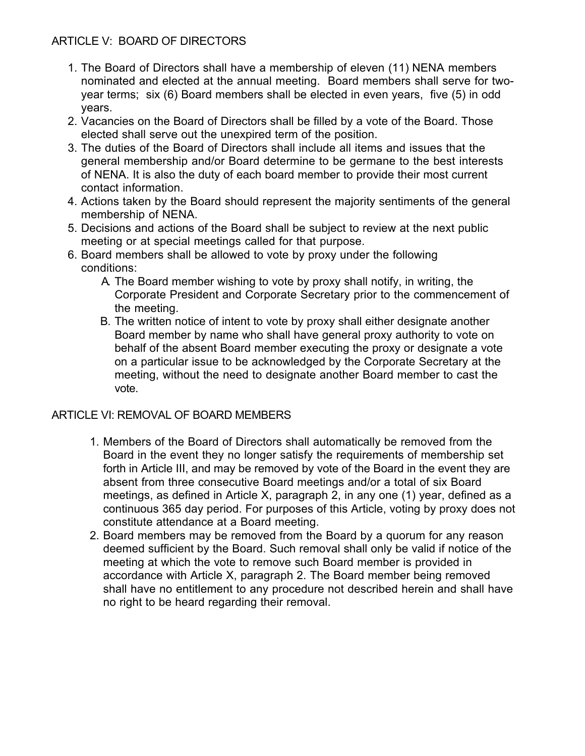## ARTICLE V: BOARD OF DIRECTORS

1. The Board of Directors shall have a membership of eleven (11) NENA members nominated and elected at the annual meeting. Board members shall serve for two-year terms; six (6) Board members shall be elected in even years, five (5) in odd years.
2. Vacancies on the Board of Directors shall be filled by a vote of the Board. Those elected shall serve out the unexpired term of the position.
3. The duties of the Board of Directors shall include all items and issues that the general membership and/or Board determine to be germane to the best interests of NENA. It is also the duty of each board member to provide their most current contact information.
4. Actions taken by the Board should represent the majority sentiments of the general membership of NENA.
5. Decisions and actions of the Board shall be subject to review at the next public meeting or at special meetings called for that purpose.
6. Board members shall be allowed to vote by proxy under the following conditions:
   - A. The Board member wishing to vote by proxy shall notify, in writing, the Corporate President and Corporate Secretary prior to the commencement of the meeting.
   - B. The written notice of intent to vote by proxy shall either designate another Board member by name who shall have general proxy authority to vote on behalf of the absent Board member executing the proxy or designate a vote on a particular issue to be acknowledged by the Corporate Secretary at the meeting, without the need to designate another Board member to cast the vote.

## ARTICLE VI: REMOVAL OF BOARD MEMBERS

1. Members of the Board of Directors shall automatically be removed from the Board in the event they no longer satisfy the requirements of membership set forth in Article III, and may be removed by vote of the Board in the event they are absent from three consecutive Board meetings and/or a total of six Board meetings, as defined in Article X, paragraph 2, in any one (1) year, defined as a continuous 365 day period. For purposes of this Article, voting by proxy does not constitute attendance at a Board meeting.
2. Board members may be removed from the Board by a quorum for any reason deemed sufficient by the Board. Such removal shall only be valid if notice of the meeting at which the vote to remove such Board member is provided in accordance with Article X, paragraph 2. The Board member being removed shall have no entitlement to any procedure not described herein and shall have no right to be heard regarding their removal.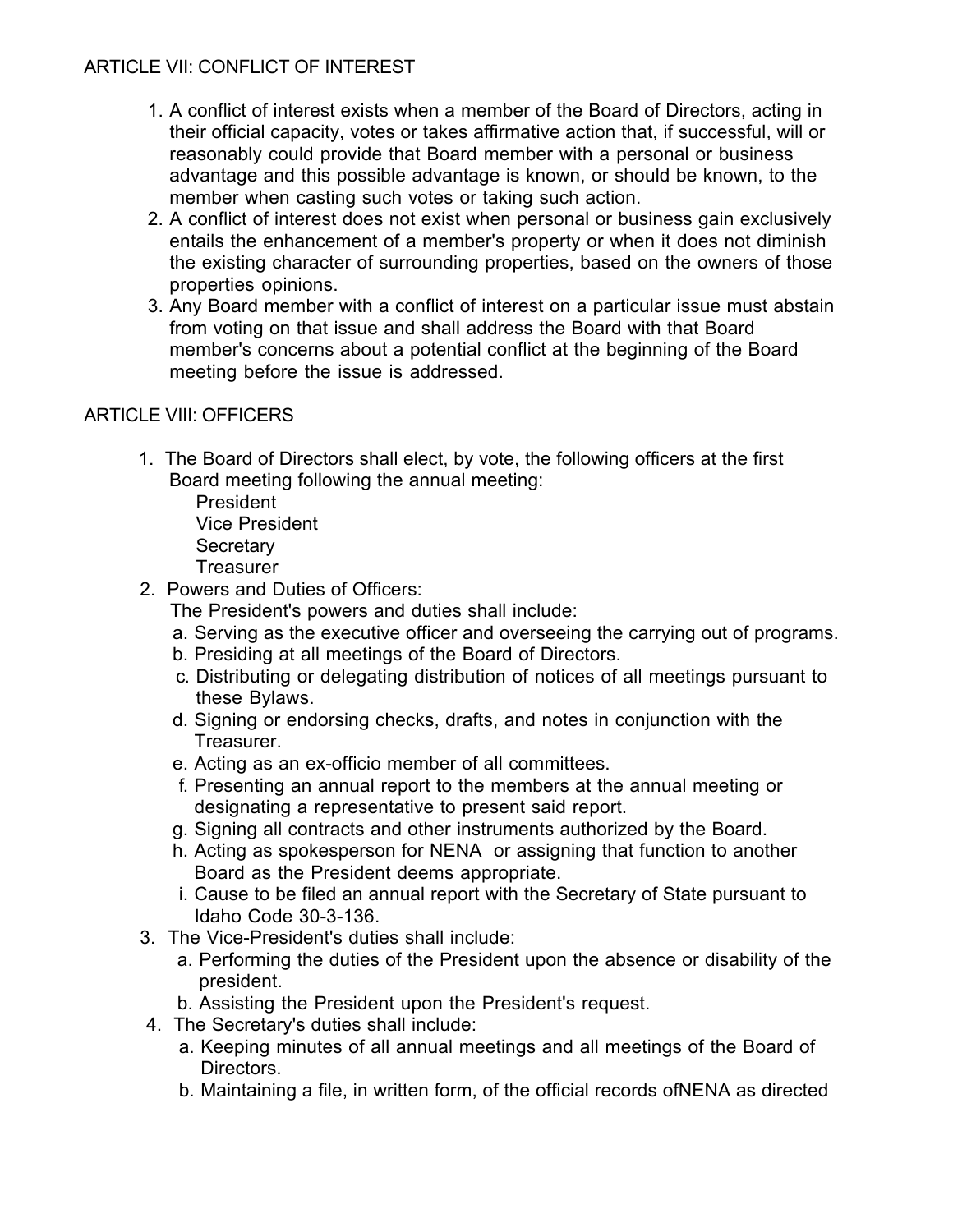## ARTICLE VII: CONFLICT OF INTEREST

1. A conflict of interest exists when a member of the Board of Directors, acting in their official capacity, votes or takes affirmative action that, if successful, will or reasonably could provide that Board member with a personal or business advantage and this possible advantage is known, or should be known, to the member when casting such votes or taking such action.
2. A conflict of interest does not exist when personal or business gain exclusively entails the enhancement of a member's property or when it does not diminish the existing character of surrounding properties, based on the owners of those properties opinions.
3. Any Board member with a conflict of interest on a particular issue must abstain from voting on that issue and shall address the Board with that Board member's concerns about a potential conflict at the beginning of the Board meeting before the issue is addressed.

## ARTICLE VIII: OFFICERS

1. The Board of Directors shall elect, by vote, the following officers at the first Board meeting following the annual meeting:
   President
   Vice President
   Secretary
   Treasurer
2. Powers and Duties of Officers:
   The President's powers and duties shall include:
   a. Serving as the executive officer and overseeing the carrying out of programs.
   b. Presiding at all meetings of the Board of Directors.
   c. Distributing or delegating distribution of notices of all meetings pursuant to these Bylaws.
   d. Signing or endorsing checks, drafts, and notes in conjunction with the Treasurer.
   e. Acting as an ex-officio member of all committees.
   f. Presenting an annual report to the members at the annual meeting or designating a representative to present said report.
   g. Signing all contracts and other instruments authorized by the Board.
   h. Acting as spokesperson for NENA or assigning that function to another Board as the President deems appropriate.
   i. Cause to be filed an annual report with the Secretary of State pursuant to Idaho Code 30-3-136.
3. The Vice-President's duties shall include:
   a. Performing the duties of the President upon the absence or disability of the president.
   b. Assisting the President upon the President's request.
4. The Secretary's duties shall include:
   a. Keeping minutes of all annual meetings and all meetings of the Board of Directors.
   b. Maintaining a file, in written form, of the official records ofNENA as directed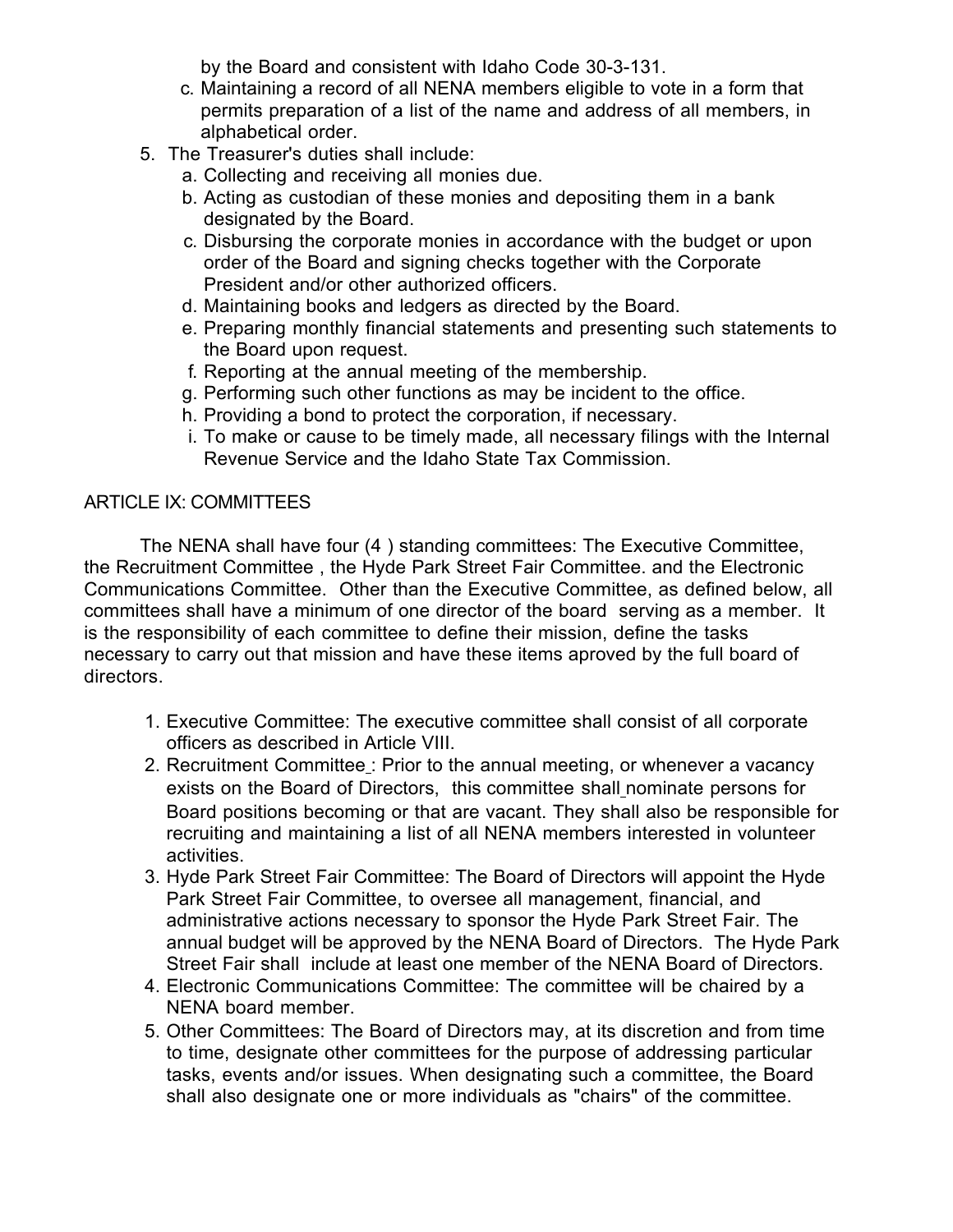by the Board and consistent with Idaho Code 30-3-131.

c. Maintaining a record of all NENA members eligible to vote in a form that permits preparation of a list of the name and address of all members, in alphabetical order.

5. The Treasurer's duties shall include:
   a. Collecting and receiving all monies due.
   b. Acting as custodian of these monies and depositing them in a bank designated by the Board.
   c. Disbursing the corporate monies in accordance with the budget or upon order of the Board and signing checks together with the Corporate President and/or other authorized officers.
   d. Maintaining books and ledgers as directed by the Board.
   e. Preparing monthly financial statements and presenting such statements to the Board upon request.
   f. Reporting at the annual meeting of the membership.
   g. Performing such other functions as may be incident to the office.
   h. Providing a bond to protect the corporation, if necessary.
   i. To make or cause to be timely made, all necessary filings with the Internal Revenue Service and the Idaho State Tax Commission.

ARTICLE IX: COMMITTEES

The NENA shall have four (4 ) standing committees: The Executive Committee, the Recruitment Committee , the Hyde Park Street Fair Committee. and the Electronic Communications Committee. Other than the Executive Committee, as defined below, all committees shall have a minimum of one director of the board serving as a member. It is the responsibility of each committee to define their mission, define the tasks necessary to carry out that mission and have these items aproved by the full board of directors.

1. Executive Committee: The executive committee shall consist of all corporate officers as described in Article VIII.
2. Recruitment Committee : Prior to the annual meeting, or whenever a vacancy exists on the Board of Directors, this committee shall nominate persons for Board positions becoming or that are vacant. They shall also be responsible for recruiting and maintaining a list of all NENA members interested in volunteer activities.
3. Hyde Park Street Fair Committee: The Board of Directors will appoint the Hyde Park Street Fair Committee, to oversee all management, financial, and administrative actions necessary to sponsor the Hyde Park Street Fair. The annual budget will be approved by the NENA Board of Directors. The Hyde Park Street Fair shall include at least one member of the NENA Board of Directors.
4. Electronic Communications Committee: The committee will be chaired by a NENA board member.
5. Other Committees: The Board of Directors may, at its discretion and from time to time, designate other committees for the purpose of addressing particular tasks, events and/or issues. When designating such a committee, the Board shall also designate one or more individuals as "chairs" of the committee.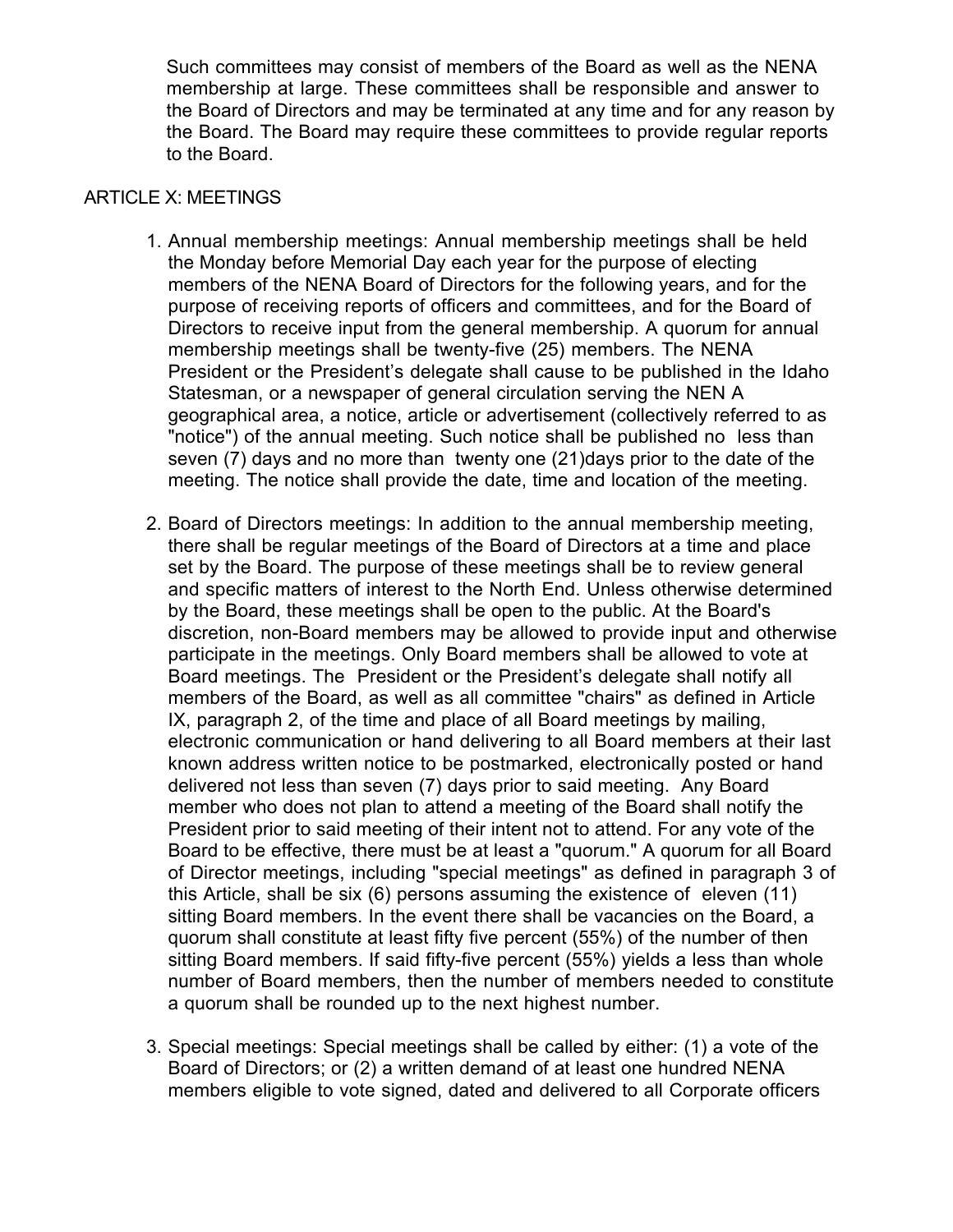Such committees may consist of members of the Board as well as the NENA membership at large. These committees shall be responsible and answer to the Board of Directors and may be terminated at any time and for any reason by the Board. The Board may require these committees to provide regular reports to the Board.

## ARTICLE X: MEETINGS

1. Annual membership meetings: Annual membership meetings shall be held the Monday before Memorial Day each year for the purpose of electing members of the NENA Board of Directors for the following years, and for the purpose of receiving reports of officers and committees, and for the Board of Directors to receive input from the general membership. A quorum for annual membership meetings shall be twenty-five (25) members. The NENA President or the President's delegate shall cause to be published in the Idaho Statesman, or a newspaper of general circulation serving the NEN A geographical area, a notice, article or advertisement (collectively referred to as "notice") of the annual meeting. Such notice shall be published no less than seven (7) days and no more than twenty one (21)days prior to the date of the meeting. The notice shall provide the date, time and location of the meeting.

2. Board of Directors meetings: In addition to the annual membership meeting, there shall be regular meetings of the Board of Directors at a time and place set by the Board. The purpose of these meetings shall be to review general and specific matters of interest to the North End. Unless otherwise determined by the Board, these meetings shall be open to the public. At the Board's discretion, non-Board members may be allowed to provide input and otherwise participate in the meetings. Only Board members shall be allowed to vote at Board meetings. The President or the President's delegate shall notify all members of the Board, as well as all committee "chairs" as defined in Article IX, paragraph 2, of the time and place of all Board meetings by mailing, electronic communication or hand delivering to all Board members at their last known address written notice to be postmarked, electronically posted or hand delivered not less than seven (7) days prior to said meeting. Any Board member who does not plan to attend a meeting of the Board shall notify the President prior to said meeting of their intent not to attend. For any vote of the Board to be effective, there must be at least a "quorum." A quorum for all Board of Director meetings, including "special meetings" as defined in paragraph 3 of this Article, shall be six (6) persons assuming the existence of eleven (11) sitting Board members. In the event there shall be vacancies on the Board, a quorum shall constitute at least fifty five percent (55%) of the number of then sitting Board members. If said fifty-five percent (55%) yields a less than whole number of Board members, then the number of members needed to constitute a quorum shall be rounded up to the next highest number.

3. Special meetings: Special meetings shall be called by either: (1) a vote of the Board of Directors; or (2) a written demand of at least one hundred NENA members eligible to vote signed, dated and delivered to all Corporate officers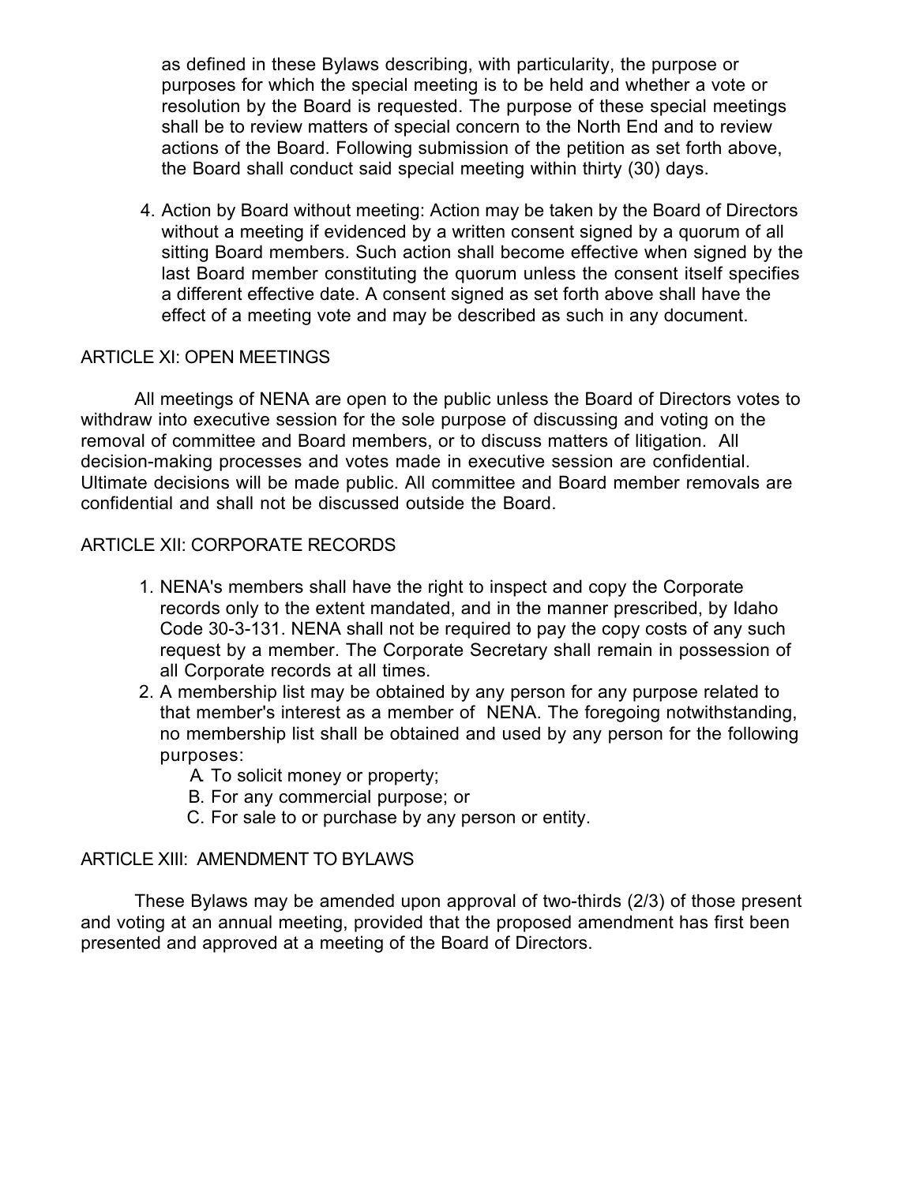as defined in these Bylaws describing, with particularity, the purpose or purposes for which the special meeting is to be held and whether a vote or resolution by the Board is requested. The purpose of these special meetings shall be to review matters of special concern to the North End and to review actions of the Board. Following submission of the petition as set forth above, the Board shall conduct said special meeting within thirty (30) days.

4. Action by Board without meeting: Action may be taken by the Board of Directors without a meeting if evidenced by a written consent signed by a quorum of all sitting Board members. Such action shall become effective when signed by the last Board member constituting the quorum unless the consent itself specifies a different effective date. A consent signed as set forth above shall have the effect of a meeting vote and may be described as such in any document.

## ARTICLE XI: OPEN MEETINGS

All meetings of NENA are open to the public unless the Board of Directors votes to withdraw into executive session for the sole purpose of discussing and voting on the removal of committee and Board members, or to discuss matters of litigation. All decision-making processes and votes made in executive session are confidential. Ultimate decisions will be made public. All committee and Board member removals are confidential and shall not be discussed outside the Board.

## ARTICLE XII: CORPORATE RECORDS

1. NENA's members shall have the right to inspect and copy the Corporate records only to the extent mandated, and in the manner prescribed, by Idaho Code 30-3-131. NENA shall not be required to pay the copy costs of any such request by a member. The Corporate Secretary shall remain in possession of all Corporate records at all times.
2. A membership list may be obtained by any person for any purpose related to that member's interest as a member of NENA. The foregoing notwithstanding, no membership list shall be obtained and used by any person for the following purposes:
   A. To solicit money or property;
   B. For any commercial purpose; or
   C. For sale to or purchase by any person or entity.

## ARTICLE XIII: AMENDMENT TO BYLAWS

These Bylaws may be amended upon approval of two-thirds (2/3) of those present and voting at an annual meeting, provided that the proposed amendment has first been presented and approved at a meeting of the Board of Directors.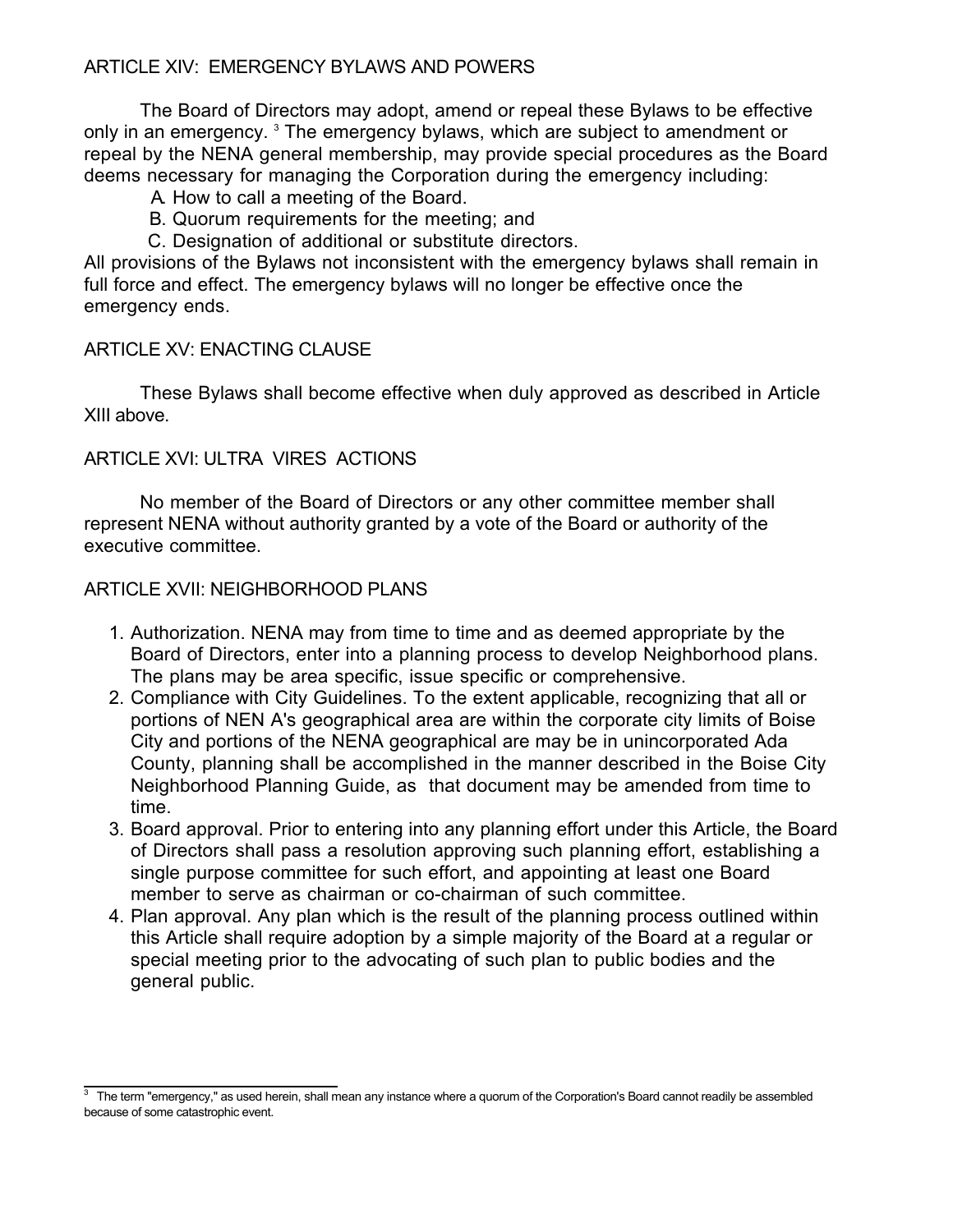## ARTICLE XIV: EMERGENCY BYLAWS AND POWERS

The Board of Directors may adopt, amend or repeal these Bylaws to be effective only in an emergency. [3] The emergency bylaws, which are subject to amendment or repeal by the NENA general membership, may provide special procedures as the Board deems necessary for managing the Corporation during the emergency including:

A. How to call a meeting of the Board.
B. Quorum requirements for the meeting; and
C. Designation of additional or substitute directors.

All provisions of the Bylaws not inconsistent with the emergency bylaws shall remain in full force and effect. The emergency bylaws will no longer be effective once the emergency ends.

## ARTICLE XV: ENACTING CLAUSE

These Bylaws shall become effective when duly approved as described in Article XIII above.

## ARTICLE XVI: ULTRA VIRES ACTIONS

No member of the Board of Directors or any other committee member shall represent NENA without authority granted by a vote of the Board or authority of the executive committee.

## ARTICLE XVII: NEIGHBORHOOD PLANS

1. Authorization. NENA may from time to time and as deemed appropriate by the Board of Directors, enter into a planning process to develop Neighborhood plans. The plans may be area specific, issue specific or comprehensive.
2. Compliance with City Guidelines. To the extent applicable, recognizing that all or portions of NEN A's geographical area are within the corporate city limits of Boise City and portions of the NENA geographical are may be in unincorporated Ada County, planning shall be accomplished in the manner described in the Boise City Neighborhood Planning Guide, as that document may be amended from time to time.
3. Board approval. Prior to entering into any planning effort under this Article, the Board of Directors shall pass a resolution approving such planning effort, establishing a single purpose committee for such effort, and appointing at least one Board member to serve as chairman or co-chairman of such committee.
4. Plan approval. Any plan which is the result of the planning process outlined within this Article shall require adoption by a simple majority of the Board at a regular or special meeting prior to the advocating of such plan to public bodies and the general public.

---

[3] The term "emergency," as used herein, shall mean any instance where a quorum of the Corporation's Board cannot readily be assembled because of some catastrophic event.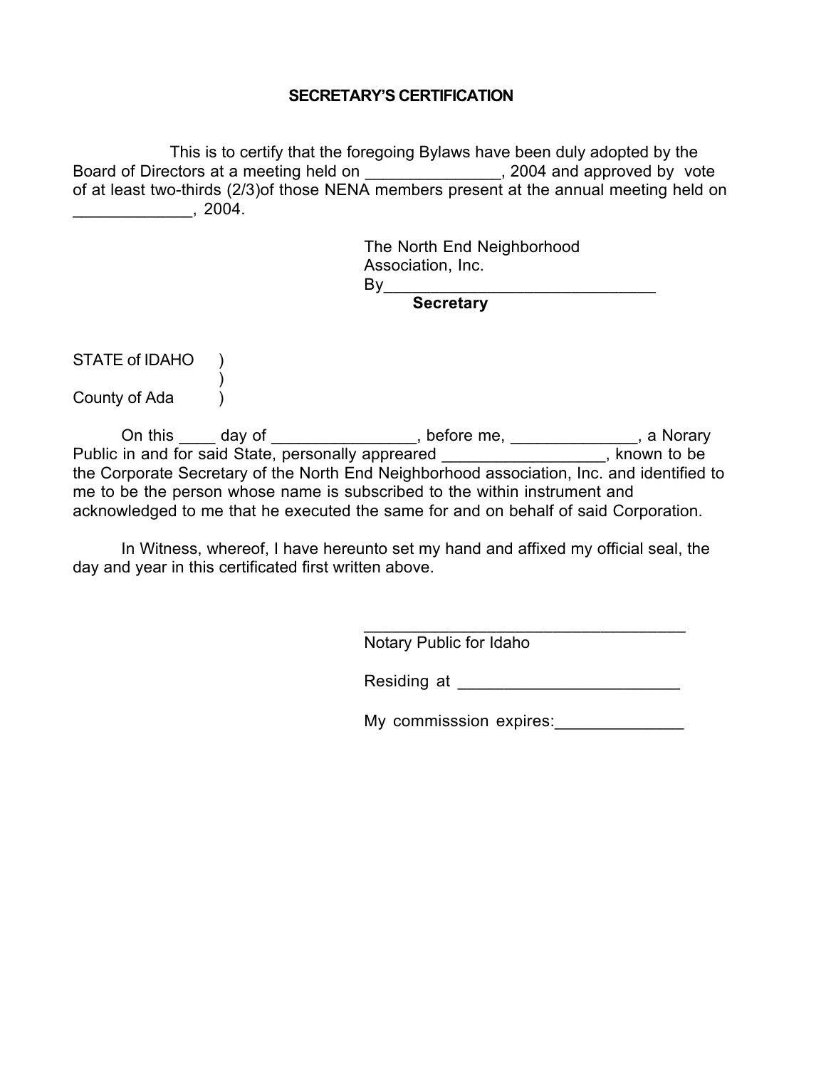## SECRETARY'S CERTIFICATION

This is to certify that the foregoing Bylaws have been duly adopted by the Board of Directors at a meeting held on _______________, 2004 and approved by vote of at least two-thirds (2/3)of those NENA members present at the annual meeting held on _____________, 2004.

The North End Neighborhood Association, Inc.
By_______________________________
**Secretary**

STATE of IDAHO )
)
County of Ada )

On this ____ day of ________________, before me, ______________, a Norary Public in and for said State, personally appreared __________________, known to be the Corporate Secretary of the North End Neighborhood association, Inc. and identified to me to be the person whose name is subscribed to the within instrument and acknowledged to me that he executed the same for and on behalf of said Corporation.

In Witness, whereof, I have hereunto set my hand and affixed my official seal, the day and year in this certificated first written above.

____________________________________
Notary Public for Idaho

Residing at ________________________

My commisssion expires:______________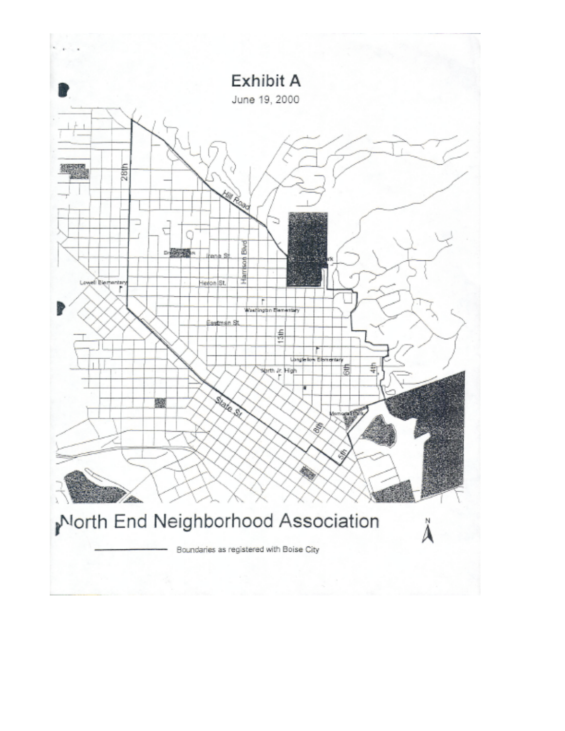# Exhibit A

June 19, 2000

28th

Hill Road

Harrison Blvd

Irene St.

Heron St.

Lowell Elementary

Washington Elementary

Eastman St.

13th

Longfellow Elementary

North Jr. High

6th

4th

State St

8th

5th

Memorial Park

North End Neighborhood Association

Boundaries as registered with Boise City

N